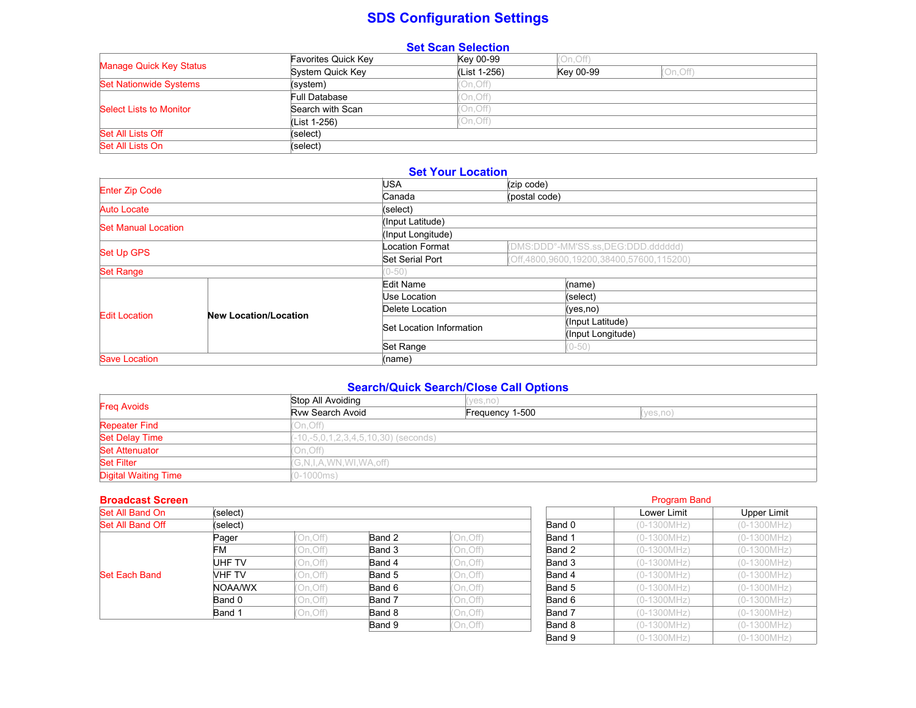# SDS Configuration Settings

## Set Scan Selection

| | | | | |
|---|---|---|---|---|
| Manage Quick Key Status | Favorites Quick Key | Key 00-99 | (On,Off) | |
| | System Quick Key | (List 1-256) | Key 00-99 | (On,Off) |
| Set Nationwide Systems | (system) | (On,Off) | | |
| Select Lists to Monitor | Full Database | (On,Off) | | |
| | Search with Scan | (On,Off) | | |
| | (List 1-256) | (On,Off) | | |
| Set All Lists Off | (select) | | | |
| Set All Lists On | (select) | | | |

## Set Your Location

| | | | |
|---|---|---|---|
| Enter Zip Code | | USA | (zip code) |
| | | Canada | (postal code) |
| Auto Locate | | (select) | |
| Set Manual Location | | (Input Latitude) | |
| | | (Input Longitude) | |
| Set Up GPS | | Location Format | (DMS:DDD°-MM'SS.ss,DEG:DDD.dddddd) |
| | | Set Serial Port | (Off,4800,9600,19200,38400,57600,115200) |
| Set Range | | (0-50) | |
| Edit Location | **New Location/Location** | Edit Name | (name) |
| | | Use Location | (select) |
| | | Delete Location | (yes,no) |
| | | Set Location Information | (Input Latitude) |
| | | | (Input Longitude) |
| | | Set Range | (0-50) |
| Save Location | | (name) | |

## Search/Quick Search/Close Call Options

| | | | |
|---|---|---|---|
| Freq Avoids | Stop All Avoiding | (yes,no) | |
| | Rvw Search Avoid | Frequency 1-500 | (yes,no) |
| Repeater Find | (On,Off) | | |
| Set Delay Time | (-10,-5,0,1,2,3,4,5,10,30) (seconds) | | |
| Set Attenuator | (On,Off) | | |
| Set Filter | (G,N,I,A,WN,WI,WA,off) | | |
| Digital Waiting Time | (0-1000ms) | | |

## Broadcast Screen

| | | | | |
|---|---|---|---|---|
| Set All Band On | (select) | | | |
| Set All Band Off | (select) | | | |
| Set Each Band | Pager | (On,Off) | Band 2 | (On,Off) |
| | FM | (On,Off) | Band 3 | (On,Off) |
| | UHF TV | (On,Off) | Band 4 | (On,Off) |
| | VHF TV | (On,Off) | Band 5 | (On,Off) |
| | NOAA/WX | (On,Off) | Band 6 | (On,Off) |
| | Band 0 | (On,Off) | Band 7 | (On,Off) |
| | Band 1 | (On,Off) | Band 8 | (On,Off) |
| | | | Band 9 | (On,Off) |

## Program Band

| | Lower Limit | Upper Limit |
|---|---|---|
| Band 0 | (0-1300MHz) | (0-1300MHz) |
| Band 1 | (0-1300MHz) | (0-1300MHz) |
| Band 2 | (0-1300MHz) | (0-1300MHz) |
| Band 3 | (0-1300MHz) | (0-1300MHz) |
| Band 4 | (0-1300MHz) | (0-1300MHz) |
| Band 5 | (0-1300MHz) | (0-1300MHz) |
| Band 6 | (0-1300MHz) | (0-1300MHz) |
| Band 7 | (0-1300MHz) | (0-1300MHz) |
| Band 8 | (0-1300MHz) | (0-1300MHz) |
| Band 9 | (0-1300MHz) | (0-1300MHz) |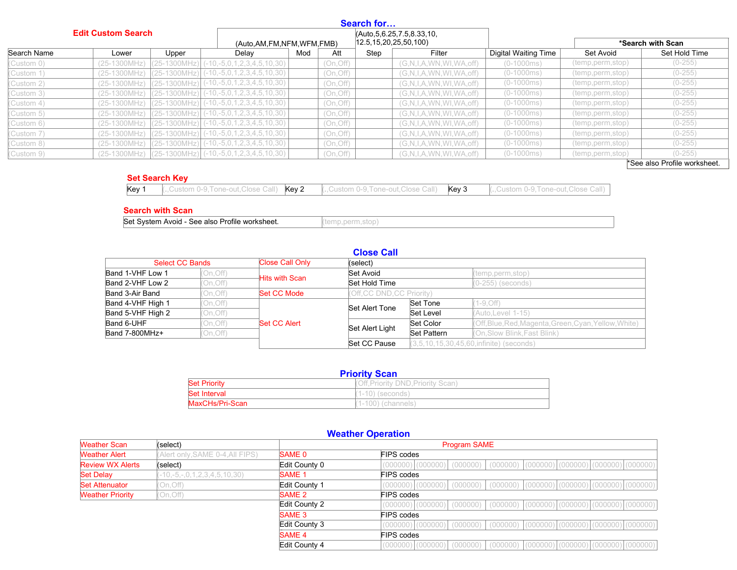## Edit Custom Search

### Search for…

| | | | | | (Auto,AM,FM,NFM,WFM,FMB) | | (Auto,5,6.25,7.5,8.33,10, 12.5,15,20,25,50,100) | | | *Search with Scan | |
|---|---|---|---|---|---|---|---|---|---|---|---|
| Search Name | Lower | Upper | Delay | Mod | Att | Step | Filter | Digital Waiting Time | Set Avoid | Set Hold Time |
| (Custom 0) | (25-1300MHz) | (25-1300MHz) | (-10,-5,0,1,2,3,4,5,10,30) | | (On,Off) | | (G,N,I,A,WN,WI,WA,off) | (0-1000ms) | (temp,perm,stop) | (0-255) |
| (Custom 1) | (25-1300MHz) | (25-1300MHz) | (-10,-5,0,1,2,3,4,5,10,30) | | (On,Off) | | (G,N,I,A,WN,WI,WA,off) | (0-1000ms) | (temp,perm,stop) | (0-255) |
| (Custom 2) | (25-1300MHz) | (25-1300MHz) | (-10,-5,0,1,2,3,4,5,10,30) | | (On,Off) | | (G,N,I,A,WN,WI,WA,off) | (0-1000ms) | (temp,perm,stop) | (0-255) |
| (Custom 3) | (25-1300MHz) | (25-1300MHz) | (-10,-5,0,1,2,3,4,5,10,30) | | (On,Off) | | (G,N,I,A,WN,WI,WA,off) | (0-1000ms) | (temp,perm,stop) | (0-255) |
| (Custom 4) | (25-1300MHz) | (25-1300MHz) | (-10,-5,0,1,2,3,4,5,10,30) | | (On,Off) | | (G,N,I,A,WN,WI,WA,off) | (0-1000ms) | (temp,perm,stop) | (0-255) |
| (Custom 5) | (25-1300MHz) | (25-1300MHz) | (-10,-5,0,1,2,3,4,5,10,30) | | (On,Off) | | (G,N,I,A,WN,WI,WA,off) | (0-1000ms) | (temp,perm,stop) | (0-255) |
| (Custom 6) | (25-1300MHz) | (25-1300MHz) | (-10,-5,0,1,2,3,4,5,10,30) | | (On,Off) | | (G,N,I,A,WN,WI,WA,off) | (0-1000ms) | (temp,perm,stop) | (0-255) |
| (Custom 7) | (25-1300MHz) | (25-1300MHz) | (-10,-5,0,1,2,3,4,5,10,30) | | (On,Off) | | (G,N,I,A,WN,WI,WA,off) | (0-1000ms) | (temp,perm,stop) | (0-255) |
| (Custom 8) | (25-1300MHz) | (25-1300MHz) | (-10,-5,0,1,2,3,4,5,10,30) | | (On,Off) | | (G,N,I,A,WN,WI,WA,off) | (0-1000ms) | (temp,perm,stop) | (0-255) |
| (Custom 9) | (25-1300MHz) | (25-1300MHz) | (-10,-5,0,1,2,3,4,5,10,30) | | (On,Off) | | (G,N,I,A,WN,WI,WA,off) | (0-1000ms) | (temp,perm,stop) | (0-255) |

*See also Profile worksheet.

### Set Search Key

| Key 1 | (.,Custom 0-9,Tone-out,Close Call) | Key 2 | (.,Custom 0-9,Tone-out,Close Call) | Key 3 | (.,Custom 0-9,Tone-out,Close Call) |
|---|---|---|---|---|---|

### Search with Scan

| Set System Avoid - See also Profile worksheet. | (temp,perm,stop) |
|---|---|

## Close Call

| Select CC Bands | | Close Call Only | (select) | | |
|---|---|---|---|---|---|
| Band 1-VHF Low 1 | (On,Off) | Hits with Scan | Set Avoid | | (temp,perm,stop) |
| Band 2-VHF Low 2 | (On,Off) | | Set Hold Time | | (0-255) (seconds) |
| Band 3-Air Band | (On,Off) | Set CC Mode | (Off,CC DND,CC Priority) | | |
| Band 4-VHF High 1 | (On,Off) | Set CC Alert | Set Alert Tone | Set Tone | (1-9,Off) |
| Band 5-VHF High 2 | (On,Off) | | | Set Level | (Auto,Level 1-15) |
| Band 6-UHF | (On,Off) | | Set Alert Light | Set Color | (Off,Blue,Red,Magenta,Green,Cyan,Yellow,White) |
| Band 7-800MHz+ | (On,Off) | | | Set Pattern | (On,Slow Blink,Fast Blink) |
| | | | Set CC Pause | (3,5,10,15,30,45,60,infinite) (seconds) | |

## Priority Scan

| Set Priority | (Off,Priority DND,Priority Scan) |
|---|---|
| Set Interval | (1-10) (seconds) |
| MaxCHs/Pri-Scan | (1-100) (channels) |

## Weather Operation

| Weather Scan | (select) |
|---|---|
| Weather Alert | (Alert only,SAME 0-4,All FIPS) |
| Review WX Alerts | (select) |
| Set Delay | (-10,-5,-,0,1,2,3,4,5,10,30) |
| Set Attenuator | (On,Off) |
| Weather Priority | (On,Off) |

| Program SAME | | | | | | | | |
|---|---|---|---|---|---|---|---|---|
| SAME 0 | FIPS codes | | | | | | | |
| Edit County 0 | (000000) | (000000) | (000000) | (000000) | (000000) | (000000) | (000000) | (000000) |
| SAME 1 | FIPS codes | | | | | | | |
| Edit County 1 | (000000) | (000000) | (000000) | (000000) | (000000) | (000000) | (000000) | (000000) |
| SAME 2 | FIPS codes | | | | | | | |
| Edit County 2 | (000000) | (000000) | (000000) | (000000) | (000000) | (000000) | (000000) | (000000) |
| SAME 3 | FIPS codes | | | | | | | |
| Edit County 3 | (000000) | (000000) | (000000) | (000000) | (000000) | (000000) | (000000) | (000000) |
| SAME 4 | FIPS codes | | | | | | | |
| Edit County 4 | (000000) | (000000) | (000000) | (000000) | (000000) | (000000) | (000000) | (000000) |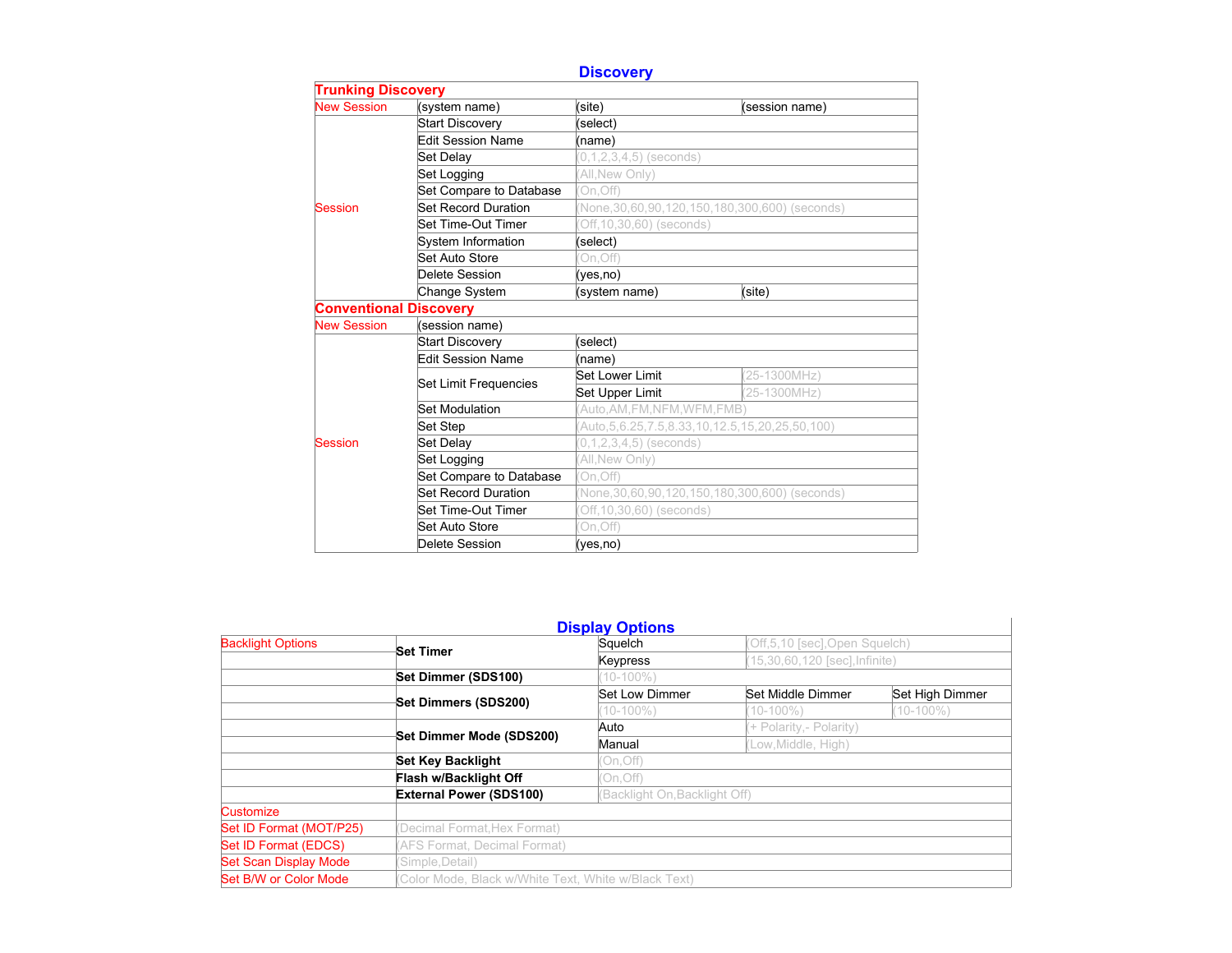## Discovery

| Trunking Discovery | | | |
|---|---|---|---|
| New Session | (system name) | (site) | (session name) |
| Session | Start Discovery | (select) | |
| | Edit Session Name | (name) | |
| | Set Delay | (0,1,2,3,4,5) (seconds) | |
| | Set Logging | (All,New Only) | |
| | Set Compare to Database | (On,Off) | |
| | Set Record Duration | (None,30,60,90,120,150,180,300,600) (seconds) | |
| | Set Time-Out Timer | (Off,10,30,60) (seconds) | |
| | System Information | (select) | |
| | Set Auto Store | (On,Off) | |
| | Delete Session | (yes,no) | |
| | Change System | (system name) | (site) |
| **Conventional Discovery** | | | |
| New Session | (session name) | | |
| Session | Start Discovery | (select) | |
| | Edit Session Name | (name) | |
| | Set Limit Frequencies | Set Lower Limit | (25-1300MHz) |
| | | Set Upper Limit | (25-1300MHz) |
| | Set Modulation | (Auto,AM,FM,NFM,WFM,FMB) | |
| | Set Step | (Auto,5,6.25,7.5,8.33,10,12.5,15,20,25,50,100) | |
| | Set Delay | (0,1,2,3,4,5) (seconds) | |
| | Set Logging | (All,New Only) | |
| | Set Compare to Database | (On,Off) | |
| | Set Record Duration | (None,30,60,90,120,150,180,300,600) (seconds) | |
| | Set Time-Out Timer | (Off,10,30,60) (seconds) | |
| | Set Auto Store | (On,Off) | |
| | Delete Session | (yes,no) | |

## Display Options

| | | | | |
|---|---|---|---|---|
| Backlight Options | **Set Timer** | Squelch | (Off,5,10 [sec],Open Squelch) | |
| | | Keypress | (15,30,60,120 [sec],Infinite) | |
| | **Set Dimmer (SDS100)** | (10-100%) | | |
| | **Set Dimmers (SDS200)** | Set Low Dimmer | Set Middle Dimmer | Set High Dimmer |
| | | (10-100%) | (10-100%) | (10-100%) |
| | **Set Dimmer Mode (SDS200)** | Auto | (+ Polarity,- Polarity) | |
| | | Manual | (Low,Middle, High) | |
| | **Set Key Backlight** | (On,Off) | | |
| | **Flash w/Backlight Off** | (On,Off) | | |
| | **External Power (SDS100)** | (Backlight On,Backlight Off) | | |
| Customize | | | | |
| Set ID Format (MOT/P25) | (Decimal Format,Hex Format) | | | |
| Set ID Format (EDCS) | (AFS Format, Decimal Format) | | | |
| Set Scan Display Mode | (Simple,Detail) | | | |
| Set B/W or Color Mode | (Color Mode, Black w/White Text, White w/Black Text) | | | |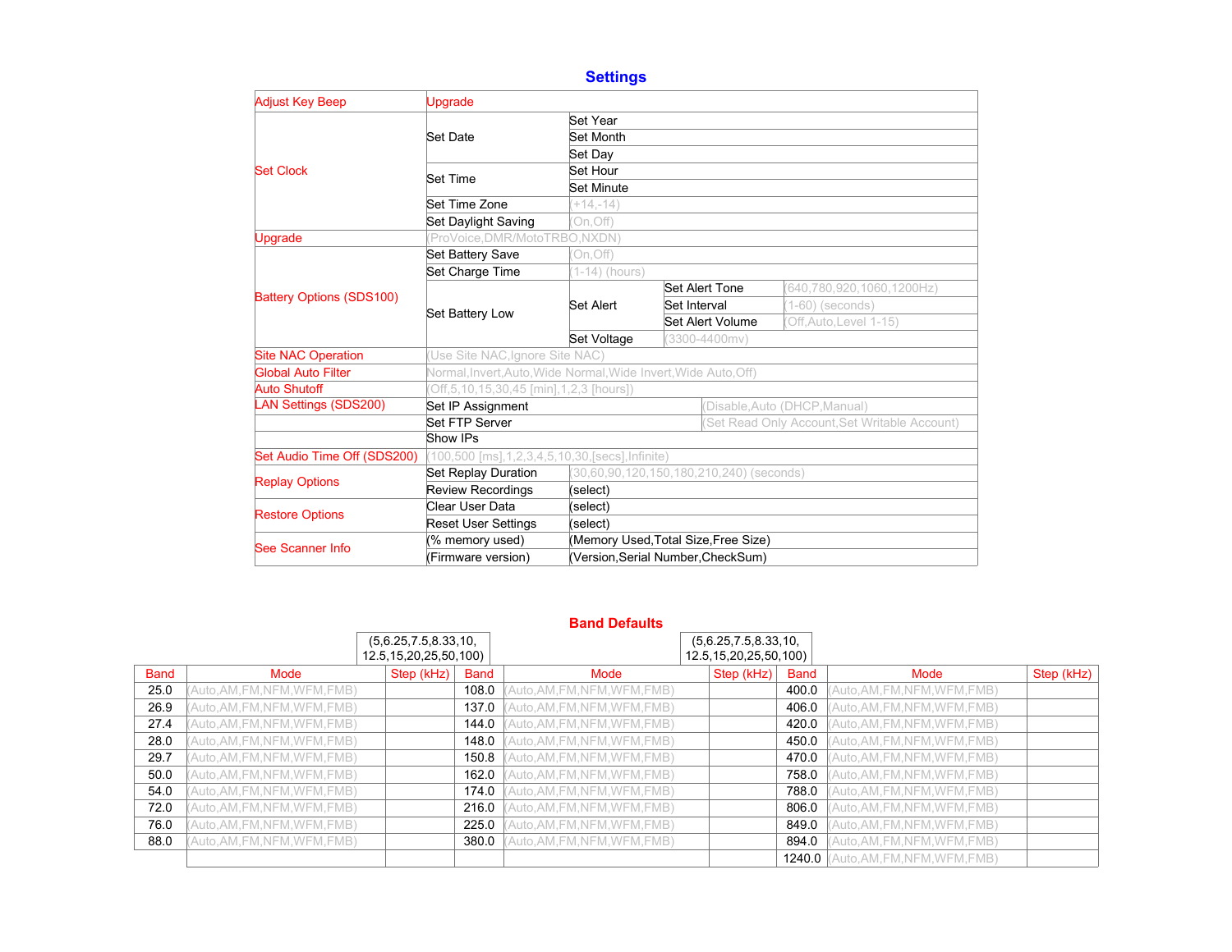## Settings

| | | | | |
|---|---|---|---|---|
| Adjust Key Beep | Upgrade | | | |
| Set Clock | Set Date | Set Year | | |
| | | Set Month | | |
| | | Set Day | | |
| | Set Time | Set Hour | | |
| | | Set Minute | | |
| | Set Time Zone | (+14,-14) | | |
| | Set Daylight Saving | (On,Off) | | |
| Upgrade | (ProVoice,DMR/MotoTRBO,NXDN) | | | |
| Battery Options (SDS100) | Set Battery Save | (On,Off) | | |
| | Set Charge Time | (1-14) (hours) | | |
| | Set Battery Low | Set Alert | Set Alert Tone | (640,780,920,1060,1200Hz) |
| | | | Set Interval | (1-60) (seconds) |
| | | | Set Alert Volume | (Off,Auto,Level 1-15) |
| | | Set Voltage | (3300-4400mv) | |
| Site NAC Operation | (Use Site NAC,Ignore Site NAC) | | | |
| Global Auto Filter | Normal,Invert,Auto,Wide Normal,Wide Invert,Wide Auto,Off) | | | |
| Auto Shutoff | (Off,5,10,15,30,45 [min],1,2,3 [hours]) | | | |
| LAN Settings (SDS200) | Set IP Assignment | (Disable,Auto (DHCP,Manual) | | |
| | Set FTP Server | (Set Read Only Account,Set Writable Account) | | |
| | Show IPs | | | |
| Set Audio Time Off (SDS200) | (100,500 [ms],1,2,3,4,5,10,30,[secs],Infinite) | | | |
| Replay Options | Set Replay Duration | (30,60,90,120,150,180,210,240) (seconds) | | |
| | Review Recordings | (select) | | |
| Restore Options | Clear User Data | (select) | | |
| | Reset User Settings | (select) | | |
| See Scanner Info | (% memory used) | (Memory Used,Total Size,Free Size) | | |
| | (Firmware version) | (Version,Serial Number,CheckSum) | | |

## Band Defaults

Step (kHz) options: (5,6.25,7.5,8.33,10,12.5,15,20,25,50,100)

| Band | Mode | Step (kHz) | Band | Mode | Step (kHz) | Band | Mode | Step (kHz) |
|---|---|---|---|---|---|---|---|---|
| 25.0 | (Auto,AM,FM,NFM,WFM,FMB) | | 108.0 | (Auto,AM,FM,NFM,WFM,FMB) | | 400.0 | (Auto,AM,FM,NFM,WFM,FMB) | |
| 26.9 | (Auto,AM,FM,NFM,WFM,FMB) | | 137.0 | (Auto,AM,FM,NFM,WFM,FMB) | | 406.0 | (Auto,AM,FM,NFM,WFM,FMB) | |
| 27.4 | (Auto,AM,FM,NFM,WFM,FMB) | | 144.0 | (Auto,AM,FM,NFM,WFM,FMB) | | 420.0 | (Auto,AM,FM,NFM,WFM,FMB) | |
| 28.0 | (Auto,AM,FM,NFM,WFM,FMB) | | 148.0 | (Auto,AM,FM,NFM,WFM,FMB) | | 450.0 | (Auto,AM,FM,NFM,WFM,FMB) | |
| 29.7 | (Auto,AM,FM,NFM,WFM,FMB) | | 150.8 | (Auto,AM,FM,NFM,WFM,FMB) | | 470.0 | (Auto,AM,FM,NFM,WFM,FMB) | |
| 50.0 | (Auto,AM,FM,NFM,WFM,FMB) | | 162.0 | (Auto,AM,FM,NFM,WFM,FMB) | | 758.0 | (Auto,AM,FM,NFM,WFM,FMB) | |
| 54.0 | (Auto,AM,FM,NFM,WFM,FMB) | | 174.0 | (Auto,AM,FM,NFM,WFM,FMB) | | 788.0 | (Auto,AM,FM,NFM,WFM,FMB) | |
| 72.0 | (Auto,AM,FM,NFM,WFM,FMB) | | 216.0 | (Auto,AM,FM,NFM,WFM,FMB) | | 806.0 | (Auto,AM,FM,NFM,WFM,FMB) | |
| 76.0 | (Auto,AM,FM,NFM,WFM,FMB) | | 225.0 | (Auto,AM,FM,NFM,WFM,FMB) | | 849.0 | (Auto,AM,FM,NFM,WFM,FMB) | |
| 88.0 | (Auto,AM,FM,NFM,WFM,FMB) | | 380.0 | (Auto,AM,FM,NFM,WFM,FMB) | | 894.0 | (Auto,AM,FM,NFM,WFM,FMB) | |
| | | | | | | 1240.0 | (Auto,AM,FM,NFM,WFM,FMB) | |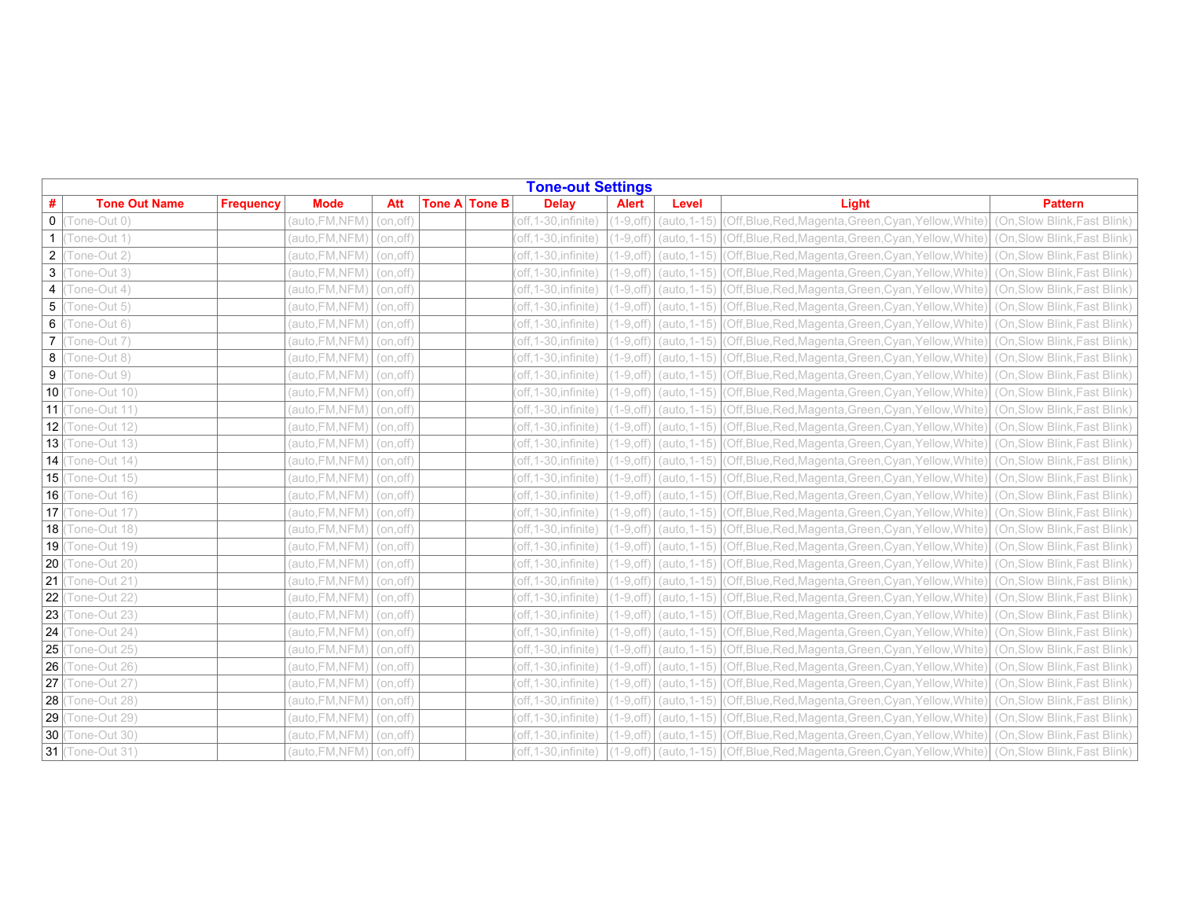# Tone-out Settings

| # | Tone Out Name | Frequency | Mode | Att | Tone A | Tone B | Delay | Alert | Level | Light | Pattern |
|---|---|---|---|---|---|---|---|---|---|---|---|
| 0 | (Tone-Out 0) | | (auto,FM,NFM) | (on,off) | | | (off,1-30,infinite) | (1-9,off) | (auto,1-15) | (Off,Blue,Red,Magenta,Green,Cyan,Yellow,White) | (On,Slow Blink,Fast Blink) |
| 1 | (Tone-Out 1) | | (auto,FM,NFM) | (on,off) | | | (off,1-30,infinite) | (1-9,off) | (auto,1-15) | (Off,Blue,Red,Magenta,Green,Cyan,Yellow,White) | (On,Slow Blink,Fast Blink) |
| 2 | (Tone-Out 2) | | (auto,FM,NFM) | (on,off) | | | (off,1-30,infinite) | (1-9,off) | (auto,1-15) | (Off,Blue,Red,Magenta,Green,Cyan,Yellow,White) | (On,Slow Blink,Fast Blink) |
| 3 | (Tone-Out 3) | | (auto,FM,NFM) | (on,off) | | | (off,1-30,infinite) | (1-9,off) | (auto,1-15) | (Off,Blue,Red,Magenta,Green,Cyan,Yellow,White) | (On,Slow Blink,Fast Blink) |
| 4 | (Tone-Out 4) | | (auto,FM,NFM) | (on,off) | | | (off,1-30,infinite) | (1-9,off) | (auto,1-15) | (Off,Blue,Red,Magenta,Green,Cyan,Yellow,White) | (On,Slow Blink,Fast Blink) |
| 5 | (Tone-Out 5) | | (auto,FM,NFM) | (on,off) | | | (off,1-30,infinite) | (1-9,off) | (auto,1-15) | (Off,Blue,Red,Magenta,Green,Cyan,Yellow,White) | (On,Slow Blink,Fast Blink) |
| 6 | (Tone-Out 6) | | (auto,FM,NFM) | (on,off) | | | (off,1-30,infinite) | (1-9,off) | (auto,1-15) | (Off,Blue,Red,Magenta,Green,Cyan,Yellow,White) | (On,Slow Blink,Fast Blink) |
| 7 | (Tone-Out 7) | | (auto,FM,NFM) | (on,off) | | | (off,1-30,infinite) | (1-9,off) | (auto,1-15) | (Off,Blue,Red,Magenta,Green,Cyan,Yellow,White) | (On,Slow Blink,Fast Blink) |
| 8 | (Tone-Out 8) | | (auto,FM,NFM) | (on,off) | | | (off,1-30,infinite) | (1-9,off) | (auto,1-15) | (Off,Blue,Red,Magenta,Green,Cyan,Yellow,White) | (On,Slow Blink,Fast Blink) |
| 9 | (Tone-Out 9) | | (auto,FM,NFM) | (on,off) | | | (off,1-30,infinite) | (1-9,off) | (auto,1-15) | (Off,Blue,Red,Magenta,Green,Cyan,Yellow,White) | (On,Slow Blink,Fast Blink) |
| 10 | (Tone-Out 10) | | (auto,FM,NFM) | (on,off) | | | (off,1-30,infinite) | (1-9,off) | (auto,1-15) | (Off,Blue,Red,Magenta,Green,Cyan,Yellow,White) | (On,Slow Blink,Fast Blink) |
| 11 | (Tone-Out 11) | | (auto,FM,NFM) | (on,off) | | | (off,1-30,infinite) | (1-9,off) | (auto,1-15) | (Off,Blue,Red,Magenta,Green,Cyan,Yellow,White) | (On,Slow Blink,Fast Blink) |
| 12 | (Tone-Out 12) | | (auto,FM,NFM) | (on,off) | | | (off,1-30,infinite) | (1-9,off) | (auto,1-15) | (Off,Blue,Red,Magenta,Green,Cyan,Yellow,White) | (On,Slow Blink,Fast Blink) |
| 13 | (Tone-Out 13) | | (auto,FM,NFM) | (on,off) | | | (off,1-30,infinite) | (1-9,off) | (auto,1-15) | (Off,Blue,Red,Magenta,Green,Cyan,Yellow,White) | (On,Slow Blink,Fast Blink) |
| 14 | (Tone-Out 14) | | (auto,FM,NFM) | (on,off) | | | (off,1-30,infinite) | (1-9,off) | (auto,1-15) | (Off,Blue,Red,Magenta,Green,Cyan,Yellow,White) | (On,Slow Blink,Fast Blink) |
| 15 | (Tone-Out 15) | | (auto,FM,NFM) | (on,off) | | | (off,1-30,infinite) | (1-9,off) | (auto,1-15) | (Off,Blue,Red,Magenta,Green,Cyan,Yellow,White) | (On,Slow Blink,Fast Blink) |
| 16 | (Tone-Out 16) | | (auto,FM,NFM) | (on,off) | | | (off,1-30,infinite) | (1-9,off) | (auto,1-15) | (Off,Blue,Red,Magenta,Green,Cyan,Yellow,White) | (On,Slow Blink,Fast Blink) |
| 17 | (Tone-Out 17) | | (auto,FM,NFM) | (on,off) | | | (off,1-30,infinite) | (1-9,off) | (auto,1-15) | (Off,Blue,Red,Magenta,Green,Cyan,Yellow,White) | (On,Slow Blink,Fast Blink) |
| 18 | (Tone-Out 18) | | (auto,FM,NFM) | (on,off) | | | (off,1-30,infinite) | (1-9,off) | (auto,1-15) | (Off,Blue,Red,Magenta,Green,Cyan,Yellow,White) | (On,Slow Blink,Fast Blink) |
| 19 | (Tone-Out 19) | | (auto,FM,NFM) | (on,off) | | | (off,1-30,infinite) | (1-9,off) | (auto,1-15) | (Off,Blue,Red,Magenta,Green,Cyan,Yellow,White) | (On,Slow Blink,Fast Blink) |
| 20 | (Tone-Out 20) | | (auto,FM,NFM) | (on,off) | | | (off,1-30,infinite) | (1-9,off) | (auto,1-15) | (Off,Blue,Red,Magenta,Green,Cyan,Yellow,White) | (On,Slow Blink,Fast Blink) |
| 21 | (Tone-Out 21) | | (auto,FM,NFM) | (on,off) | | | (off,1-30,infinite) | (1-9,off) | (auto,1-15) | (Off,Blue,Red,Magenta,Green,Cyan,Yellow,White) | (On,Slow Blink,Fast Blink) |
| 22 | (Tone-Out 22) | | (auto,FM,NFM) | (on,off) | | | (off,1-30,infinite) | (1-9,off) | (auto,1-15) | (Off,Blue,Red,Magenta,Green,Cyan,Yellow,White) | (On,Slow Blink,Fast Blink) |
| 23 | (Tone-Out 23) | | (auto,FM,NFM) | (on,off) | | | (off,1-30,infinite) | (1-9,off) | (auto,1-15) | (Off,Blue,Red,Magenta,Green,Cyan,Yellow,White) | (On,Slow Blink,Fast Blink) |
| 24 | (Tone-Out 24) | | (auto,FM,NFM) | (on,off) | | | (off,1-30,infinite) | (1-9,off) | (auto,1-15) | (Off,Blue,Red,Magenta,Green,Cyan,Yellow,White) | (On,Slow Blink,Fast Blink) |
| 25 | (Tone-Out 25) | | (auto,FM,NFM) | (on,off) | | | (off,1-30,infinite) | (1-9,off) | (auto,1-15) | (Off,Blue,Red,Magenta,Green,Cyan,Yellow,White) | (On,Slow Blink,Fast Blink) |
| 26 | (Tone-Out 26) | | (auto,FM,NFM) | (on,off) | | | (off,1-30,infinite) | (1-9,off) | (auto,1-15) | (Off,Blue,Red,Magenta,Green,Cyan,Yellow,White) | (On,Slow Blink,Fast Blink) |
| 27 | (Tone-Out 27) | | (auto,FM,NFM) | (on,off) | | | (off,1-30,infinite) | (1-9,off) | (auto,1-15) | (Off,Blue,Red,Magenta,Green,Cyan,Yellow,White) | (On,Slow Blink,Fast Blink) |
| 28 | (Tone-Out 28) | | (auto,FM,NFM) | (on,off) | | | (off,1-30,infinite) | (1-9,off) | (auto,1-15) | (Off,Blue,Red,Magenta,Green,Cyan,Yellow,White) | (On,Slow Blink,Fast Blink) |
| 29 | (Tone-Out 29) | | (auto,FM,NFM) | (on,off) | | | (off,1-30,infinite) | (1-9,off) | (auto,1-15) | (Off,Blue,Red,Magenta,Green,Cyan,Yellow,White) | (On,Slow Blink,Fast Blink) |
| 30 | (Tone-Out 30) | | (auto,FM,NFM) | (on,off) | | | (off,1-30,infinite) | (1-9,off) | (auto,1-15) | (Off,Blue,Red,Magenta,Green,Cyan,Yellow,White) | (On,Slow Blink,Fast Blink) |
| 31 | (Tone-Out 31) | | (auto,FM,NFM) | (on,off) | | | (off,1-30,infinite) | (1-9,off) | (auto,1-15) | (Off,Blue,Red,Magenta,Green,Cyan,Yellow,White) | (On,Slow Blink,Fast Blink) |